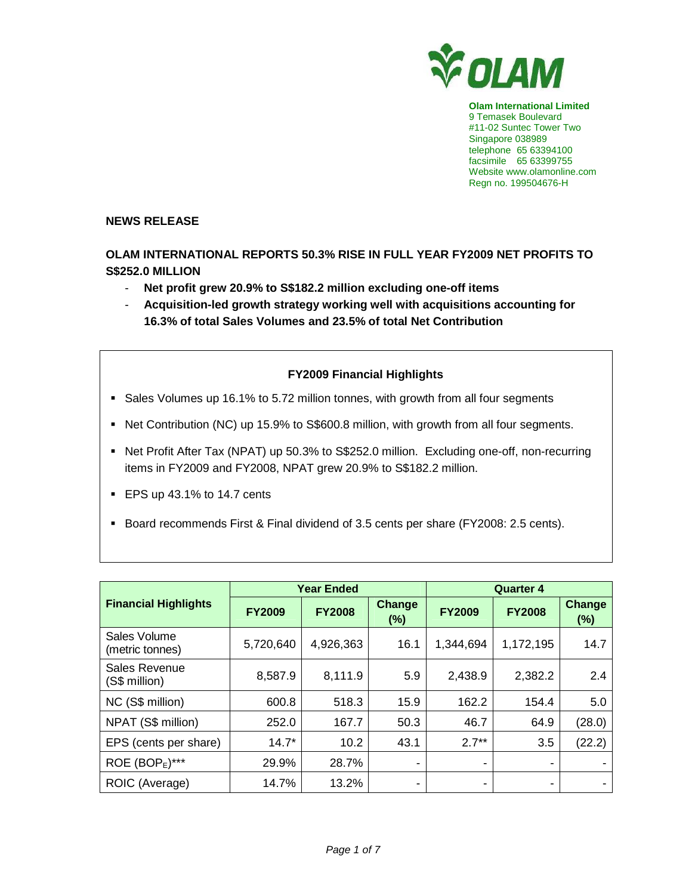**Olam International Limited**
9 Temasek Boulevard
#11-02 Suntec Tower Two
Singapore 038989
telephone 65 63394100
facsimile 65 63399755
Website www.olamonline.com
Regn no. 199504676-H

**NEWS RELEASE**

## OLAM INTERNATIONAL REPORTS 50.3% RISE IN FULL YEAR FY2009 NET PROFITS TO S$252.0 MILLION

- **Net profit grew 20.9% to S$182.2 million excluding one-off items**
- **Acquisition-led growth strategy working well with acquisitions accounting for 16.3% of total Sales Volumes and 23.5% of total Net Contribution**

### FY2009 Financial Highlights

- Sales Volumes up 16.1% to 5.72 million tonnes, with growth from all four segments
- Net Contribution (NC) up 15.9% to S$600.8 million, with growth from all four segments.
- Net Profit After Tax (NPAT) up 50.3% to S$252.0 million. Excluding one-off, non-recurring items in FY2009 and FY2008, NPAT grew 20.9% to S$182.2 million.
- EPS up 43.1% to 14.7 cents
- Board recommends First & Final dividend of 3.5 cents per share (FY2008: 2.5 cents).

| Financial Highlights | Year Ended | | | Quarter 4 | | |
|---|---|---|---|---|---|---|
| | FY2009 | FY2008 | Change (%) | FY2009 | FY2008 | Change (%) |
| Sales Volume (metric tonnes) | 5,720,640 | 4,926,363 | 16.1 | 1,344,694 | 1,172,195 | 14.7 |
| Sales Revenue (S$ million) | 8,587.9 | 8,111.9 | 5.9 | 2,438.9 | 2,382.2 | 2.4 |
| NC (S$ million) | 600.8 | 518.3 | 15.9 | 162.2 | 154.4 | 5.0 |
| NPAT (S$ million) | 252.0 | 167.7 | 50.3 | 46.7 | 64.9 | (28.0) |
| EPS (cents per share) | 14.7* | 10.2 | 43.1 | 2.7** | 3.5 | (22.2) |
| ROE ($BOP_E$)*** | 29.9% | 28.7% | - | - | - | - |
| ROIC (Average) | 14.7% | 13.2% | - | - | - | - |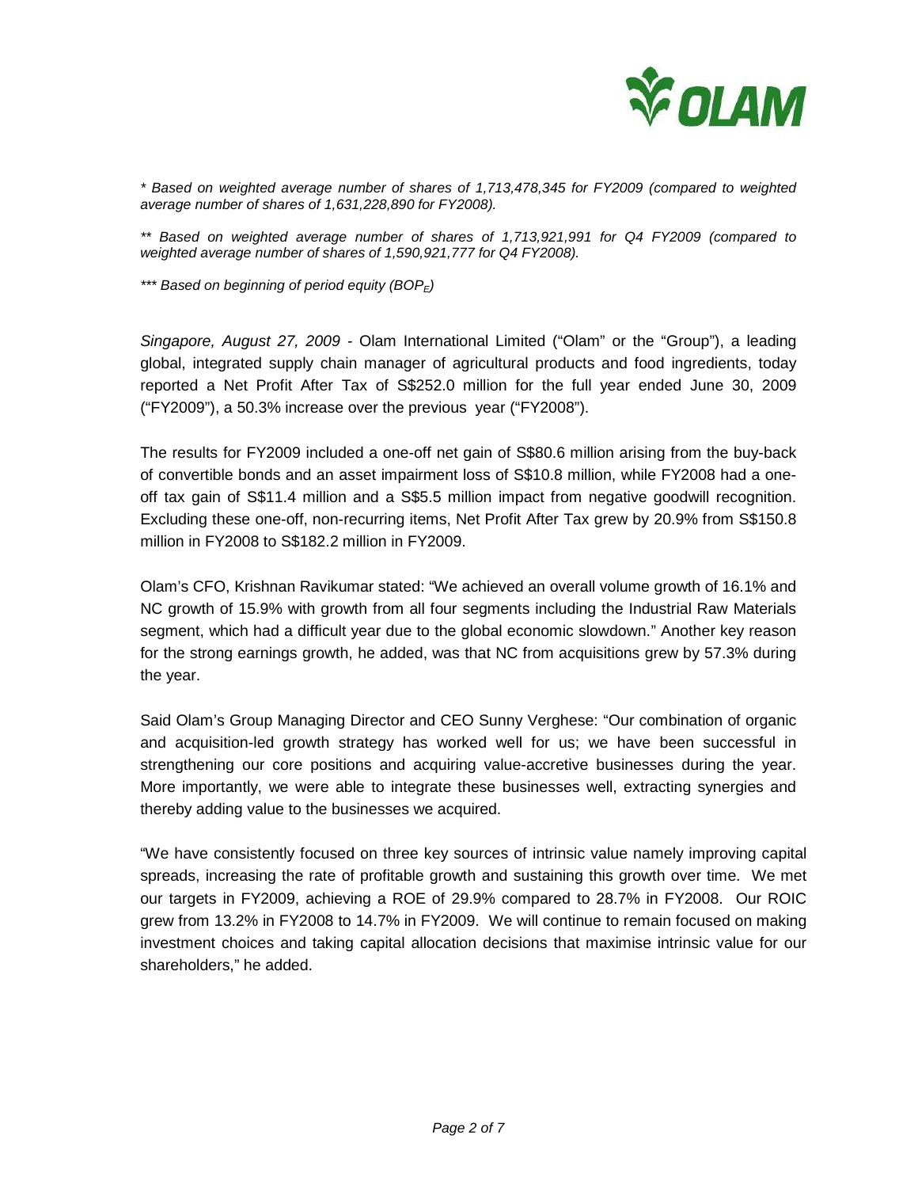*\* Based on weighted average number of shares of 1,713,478,345 for FY2009 (compared to weighted average number of shares of 1,631,228,890 for FY2008).*

*\*\* Based on weighted average number of shares of 1,713,921,991 for Q4 FY2009 (compared to weighted average number of shares of 1,590,921,777 for Q4 FY2008).*

*\*\*\* Based on beginning of period equity ($BOP_E$)*

*Singapore, August 27, 2009* - Olam International Limited ("Olam" or the "Group"), a leading global, integrated supply chain manager of agricultural products and food ingredients, today reported a Net Profit After Tax of S$252.0 million for the full year ended June 30, 2009 ("FY2009"), a 50.3% increase over the previous year ("FY2008").

The results for FY2009 included a one-off net gain of S$80.6 million arising from the buy-back of convertible bonds and an asset impairment loss of S$10.8 million, while FY2008 had a one-off tax gain of S$11.4 million and a S$5.5 million impact from negative goodwill recognition. Excluding these one-off, non-recurring items, Net Profit After Tax grew by 20.9% from S$150.8 million in FY2008 to S$182.2 million in FY2009.

Olam's CFO, Krishnan Ravikumar stated: "We achieved an overall volume growth of 16.1% and NC growth of 15.9% with growth from all four segments including the Industrial Raw Materials segment, which had a difficult year due to the global economic slowdown." Another key reason for the strong earnings growth, he added, was that NC from acquisitions grew by 57.3% during the year.

Said Olam's Group Managing Director and CEO Sunny Verghese: "Our combination of organic and acquisition-led growth strategy has worked well for us; we have been successful in strengthening our core positions and acquiring value-accretive businesses during the year. More importantly, we were able to integrate these businesses well, extracting synergies and thereby adding value to the businesses we acquired.

"We have consistently focused on three key sources of intrinsic value namely improving capital spreads, increasing the rate of profitable growth and sustaining this growth over time. We met our targets in FY2009, achieving a ROE of 29.9% compared to 28.7% in FY2008. Our ROIC grew from 13.2% in FY2008 to 14.7% in FY2009. We will continue to remain focused on making investment choices and taking capital allocation decisions that maximise intrinsic value for our shareholders," he added.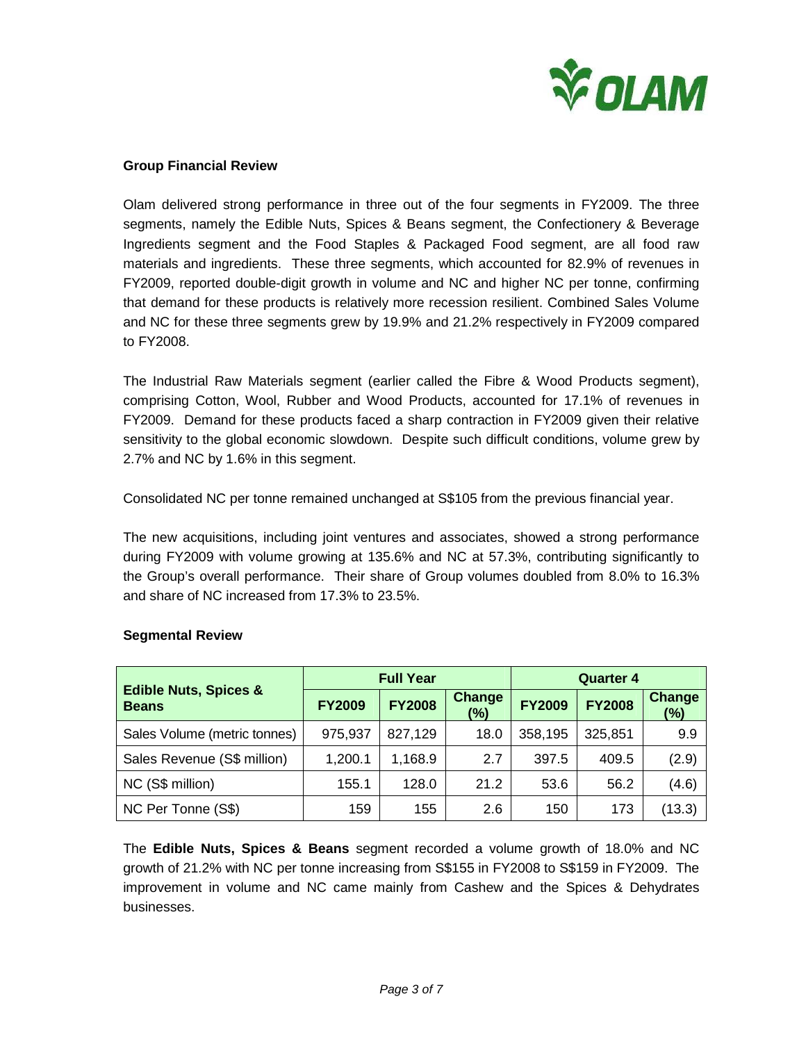## Group Financial Review

Olam delivered strong performance in three out of the four segments in FY2009. The three segments, namely the Edible Nuts, Spices & Beans segment, the Confectionery & Beverage Ingredients segment and the Food Staples & Packaged Food segment, are all food raw materials and ingredients. These three segments, which accounted for 82.9% of revenues in FY2009, reported double-digit growth in volume and NC and higher NC per tonne, confirming that demand for these products is relatively more recession resilient. Combined Sales Volume and NC for these three segments grew by 19.9% and 21.2% respectively in FY2009 compared to FY2008.

The Industrial Raw Materials segment (earlier called the Fibre & Wood Products segment), comprising Cotton, Wool, Rubber and Wood Products, accounted for 17.1% of revenues in FY2009. Demand for these products faced a sharp contraction in FY2009 given their relative sensitivity to the global economic slowdown. Despite such difficult conditions, volume grew by 2.7% and NC by 1.6% in this segment.

Consolidated NC per tonne remained unchanged at S$105 from the previous financial year.

The new acquisitions, including joint ventures and associates, showed a strong performance during FY2009 with volume growing at 135.6% and NC at 57.3%, contributing significantly to the Group's overall performance. Their share of Group volumes doubled from 8.0% to 16.3% and share of NC increased from 17.3% to 23.5%.

## Segmental Review

| Edible Nuts, Spices & Beans | Full Year | | | Quarter 4 | | |
|---|---|---|---|---|---|---|
| | FY2009 | FY2008 | Change (%) | FY2009 | FY2008 | Change (%) |
| Sales Volume (metric tonnes) | 975,937 | 827,129 | 18.0 | 358,195 | 325,851 | 9.9 |
| Sales Revenue (S$ million) | 1,200.1 | 1,168.9 | 2.7 | 397.5 | 409.5 | (2.9) |
| NC (S$ million) | 155.1 | 128.0 | 21.2 | 53.6 | 56.2 | (4.6) |
| NC Per Tonne (S$) | 159 | 155 | 2.6 | 150 | 173 | (13.3) |

The **Edible Nuts, Spices & Beans** segment recorded a volume growth of 18.0% and NC growth of 21.2% with NC per tonne increasing from S$155 in FY2008 to S$159 in FY2009. The improvement in volume and NC came mainly from Cashew and the Spices & Dehydrates businesses.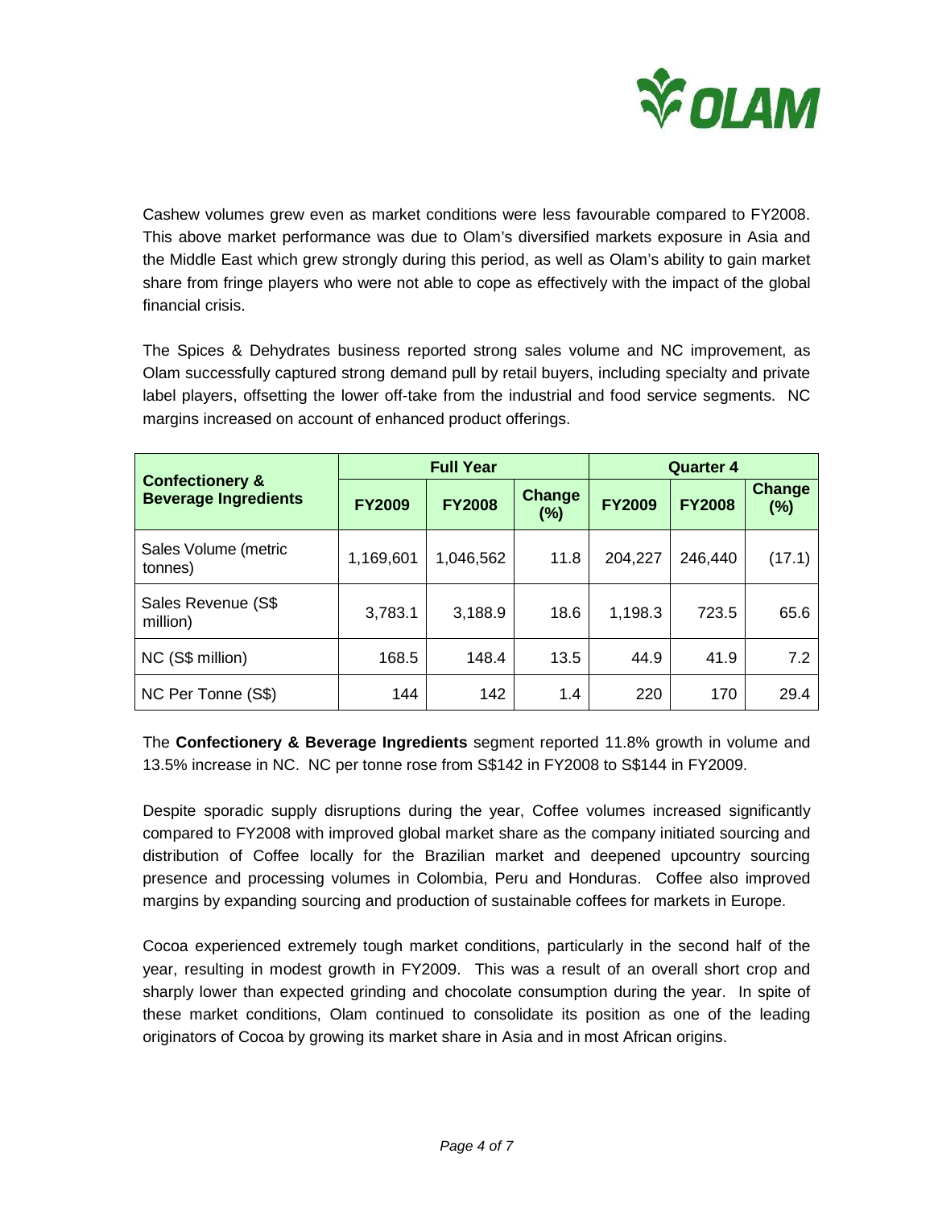Cashew volumes grew even as market conditions were less favourable compared to FY2008. This above market performance was due to Olam's diversified markets exposure in Asia and the Middle East which grew strongly during this period, as well as Olam's ability to gain market share from fringe players who were not able to cope as effectively with the impact of the global financial crisis.

The Spices & Dehydrates business reported strong sales volume and NC improvement, as Olam successfully captured strong demand pull by retail buyers, including specialty and private label players, offsetting the lower off-take from the industrial and food service segments. NC margins increased on account of enhanced product offerings.

| Confectionery & Beverage Ingredients | Full Year | | | Quarter 4 | | |
|---|---|---|---|---|---|---|
| | FY2009 | FY2008 | Change (%) | FY2009 | FY2008 | Change (%) |
| Sales Volume (metric tonnes) | 1,169,601 | 1,046,562 | 11.8 | 204,227 | 246,440 | (17.1) |
| Sales Revenue (S$ million) | 3,783.1 | 3,188.9 | 18.6 | 1,198.3 | 723.5 | 65.6 |
| NC (S$ million) | 168.5 | 148.4 | 13.5 | 44.9 | 41.9 | 7.2 |
| NC Per Tonne (S$) | 144 | 142 | 1.4 | 220 | 170 | 29.4 |

The **Confectionery & Beverage Ingredients** segment reported 11.8% growth in volume and 13.5% increase in NC. NC per tonne rose from S$142 in FY2008 to S$144 in FY2009.

Despite sporadic supply disruptions during the year, Coffee volumes increased significantly compared to FY2008 with improved global market share as the company initiated sourcing and distribution of Coffee locally for the Brazilian market and deepened upcountry sourcing presence and processing volumes in Colombia, Peru and Honduras. Coffee also improved margins by expanding sourcing and production of sustainable coffees for markets in Europe.

Cocoa experienced extremely tough market conditions, particularly in the second half of the year, resulting in modest growth in FY2009. This was a result of an overall short crop and sharply lower than expected grinding and chocolate consumption during the year. In spite of these market conditions, Olam continued to consolidate its position as one of the leading originators of Cocoa by growing its market share in Asia and in most African origins.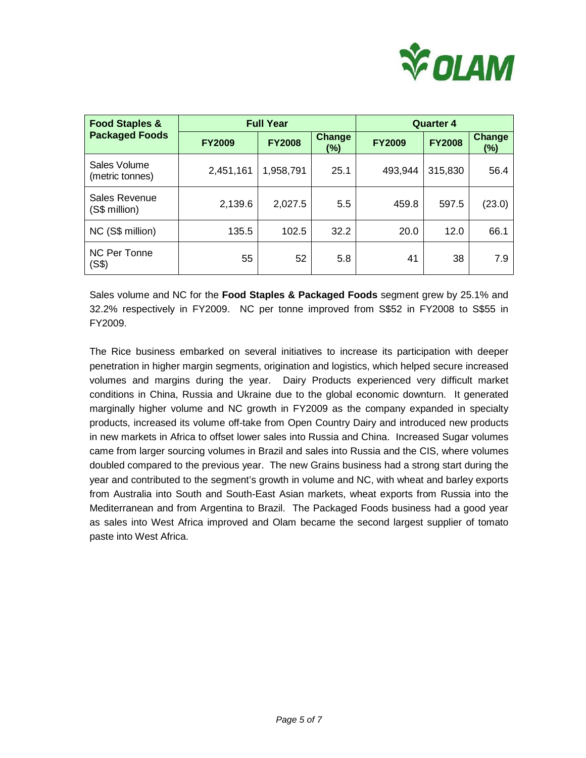| Food Staples & Packaged Foods | Full Year | | | Quarter 4 | | |
|---|---|---|---|---|---|---|
| | FY2009 | FY2008 | Change (%) | FY2009 | FY2008 | Change (%) |
| Sales Volume (metric tonnes) | 2,451,161 | 1,958,791 | 25.1 | 493,944 | 315,830 | 56.4 |
| Sales Revenue (S$ million) | 2,139.6 | 2,027.5 | 5.5 | 459.8 | 597.5 | (23.0) |
| NC (S$ million) | 135.5 | 102.5 | 32.2 | 20.0 | 12.0 | 66.1 |
| NC Per Tonne (S$) | 55 | 52 | 5.8 | 41 | 38 | 7.9 |

Sales volume and NC for the **Food Staples & Packaged Foods** segment grew by 25.1% and 32.2% respectively in FY2009. NC per tonne improved from S$52 in FY2008 to S$55 in FY2009.

The Rice business embarked on several initiatives to increase its participation with deeper penetration in higher margin segments, origination and logistics, which helped secure increased volumes and margins during the year. Dairy Products experienced very difficult market conditions in China, Russia and Ukraine due to the global economic downturn. It generated marginally higher volume and NC growth in FY2009 as the company expanded in specialty products, increased its volume off-take from Open Country Dairy and introduced new products in new markets in Africa to offset lower sales into Russia and China. Increased Sugar volumes came from larger sourcing volumes in Brazil and sales into Russia and the CIS, where volumes doubled compared to the previous year. The new Grains business had a strong start during the year and contributed to the segment's growth in volume and NC, with wheat and barley exports from Australia into South and South-East Asian markets, wheat exports from Russia into the Mediterranean and from Argentina to Brazil. The Packaged Foods business had a good year as sales into West Africa improved and Olam became the second largest supplier of tomato paste into West Africa.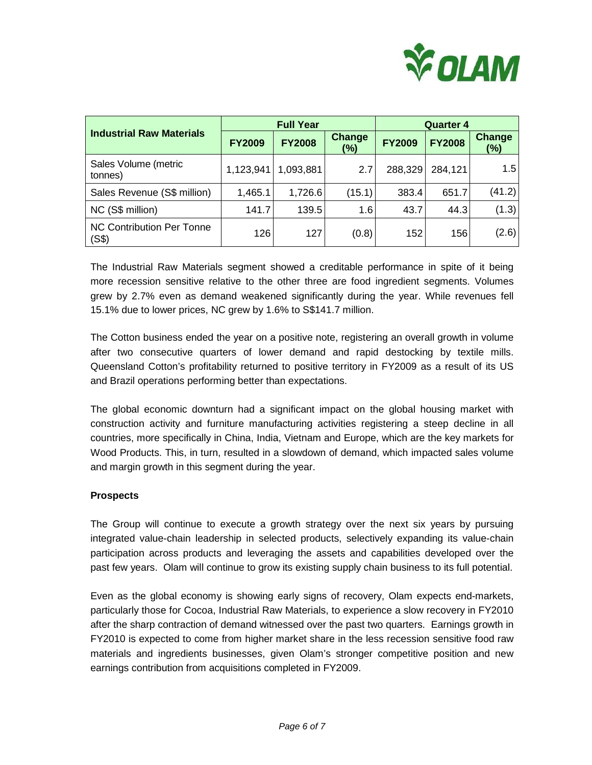| Industrial Raw Materials | Full Year | | | Quarter 4 | | |
|---|---|---|---|---|---|---|
| | FY2009 | FY2008 | Change (%) | FY2009 | FY2008 | Change (%) |
| Sales Volume (metric tonnes) | 1,123,941 | 1,093,881 | 2.7 | 288,329 | 284,121 | 1.5 |
| Sales Revenue (S$ million) | 1,465.1 | 1,726.6 | (15.1) | 383.4 | 651.7 | (41.2) |
| NC (S$ million) | 141.7 | 139.5 | 1.6 | 43.7 | 44.3 | (1.3) |
| NC Contribution Per Tonne (S$) | 126 | 127 | (0.8) | 152 | 156 | (2.6) |

The Industrial Raw Materials segment showed a creditable performance in spite of it being more recession sensitive relative to the other three are food ingredient segments. Volumes grew by 2.7% even as demand weakened significantly during the year. While revenues fell 15.1% due to lower prices, NC grew by 1.6% to S$141.7 million.

The Cotton business ended the year on a positive note, registering an overall growth in volume after two consecutive quarters of lower demand and rapid destocking by textile mills. Queensland Cotton's profitability returned to positive territory in FY2009 as a result of its US and Brazil operations performing better than expectations.

The global economic downturn had a significant impact on the global housing market with construction activity and furniture manufacturing activities registering a steep decline in all countries, more specifically in China, India, Vietnam and Europe, which are the key markets for Wood Products. This, in turn, resulted in a slowdown of demand, which impacted sales volume and margin growth in this segment during the year.

**Prospects**

The Group will continue to execute a growth strategy over the next six years by pursuing integrated value-chain leadership in selected products, selectively expanding its value-chain participation across products and leveraging the assets and capabilities developed over the past few years. Olam will continue to grow its existing supply chain business to its full potential.

Even as the global economy is showing early signs of recovery, Olam expects end-markets, particularly those for Cocoa, Industrial Raw Materials, to experience a slow recovery in FY2010 after the sharp contraction of demand witnessed over the past two quarters. Earnings growth in FY2010 is expected to come from higher market share in the less recession sensitive food raw materials and ingredients businesses, given Olam's stronger competitive position and new earnings contribution from acquisitions completed in FY2009.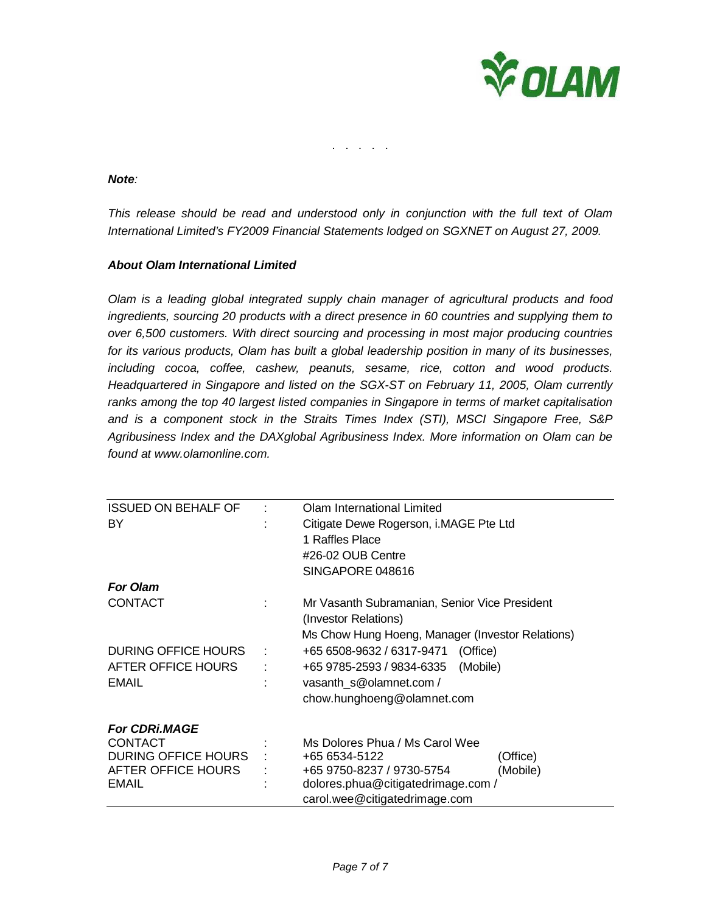. . . . .

***Note**:*

*This release should be read and understood only in conjunction with the full text of Olam International Limited's FY2009 Financial Statements lodged on SGXNET on August 27, 2009.*

***About Olam International Limited***

*Olam is a leading global integrated supply chain manager of agricultural products and food ingredients, sourcing 20 products with a direct presence in 60 countries and supplying them to over 6,500 customers. With direct sourcing and processing in most major producing countries for its various products, Olam has built a global leadership position in many of its businesses, including cocoa, coffee, cashew, peanuts, sesame, rice, cotton and wood products. Headquartered in Singapore and listed on the SGX-ST on February 11, 2005, Olam currently ranks among the top 40 largest listed companies in Singapore in terms of market capitalisation and is a component stock in the Straits Times Index (STI), MSCI Singapore Free, S&P Agribusiness Index and the DAXglobal Agribusiness Index. More information on Olam can be found at www.olamonline.com.*

| | | |
|---|---|---|
| ISSUED ON BEHALF OF | : | Olam International Limited |
| BY | : | Citigate Dewe Rogerson, i.MAGE Pte Ltd<br>1 Raffles Place<br>#26-02 OUB Centre<br>SINGAPORE 048616 |
| ***For Olam*** | | |
| CONTACT | : | Mr Vasanth Subramanian, Senior Vice President (Investor Relations)<br>Ms Chow Hung Hoeng, Manager (Investor Relations) |
| DURING OFFICE HOURS | : | +65 6508-9632 / 6317-9471 (Office) |
| AFTER OFFICE HOURS | : | +65 9785-2593 / 9834-6335 (Mobile) |
| EMAIL | : | vasanth_s@olamnet.com /<br>chow.hunghoeng@olamnet.com |
| ***For CDRi.MAGE*** | | |
| CONTACT | : | Ms Dolores Phua / Ms Carol Wee |
| DURING OFFICE HOURS | : | +65 6534-5122 (Office) |
| AFTER OFFICE HOURS | : | +65 9750-8237 / 9730-5754 (Mobile) |
| EMAIL | : | dolores.phua@citigatedrimage.com /<br>carol.wee@citigatedrimage.com |